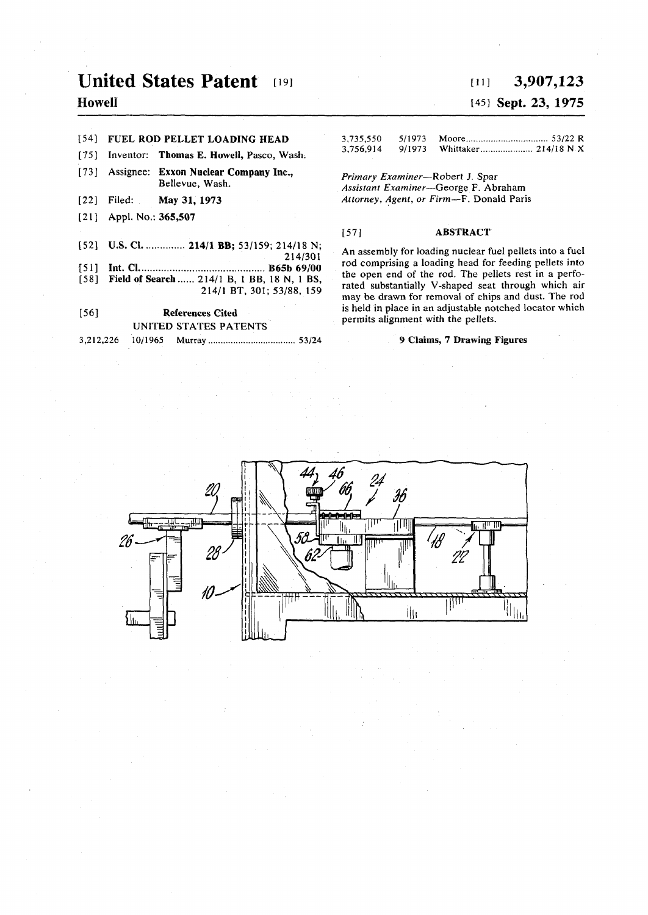# United States Patent [19]

**Howell**

[11] **3,907,123**

[45] **Sept. 23, 1975**

[54] **FUEL ROD PELLET LOADING HEAD**

[75] Inventor: **Thomas E. Howell,** Pasco, Wash.

[73] Assignee: **Exxon Nuclear Company Inc.,** Bellevue, Wash.

[22] Filed: **May 31, 1973**

[21] Appl. No.: **365,507**

[52] **U.S. Cl.** .............. **214/1 BB;** 53/159; 214/18 N; 214/301

[51] **Int. Cl.** .............................................. **B65b 69/00**

[58] **Field of Search** ...... 214/1 B, 1 BB, 18 N, 1 BS, 214/1 BT, 301; 53/88, 159

[56] **References Cited**

UNITED STATES PATENTS

| | | | |
|---|---|---|---|
| 3,212,226 | 10/1965 | Murray | 53/24 |
| 3,735,550 | 5/1973 | Moore | 53/22 R |
| 3,756,914 | 9/1973 | Whittaker | 214/18 N X |

*Primary Examiner*—Robert J. Spar
*Assistant Examiner*—George F. Abraham
*Attorney, Agent, or Firm*—F. Donald Paris

[57] **ABSTRACT**

An assembly for loading nuclear fuel pellets into a fuel rod comprising a loading head for feeding pellets into the open end of the rod. The pellets rest in a perforated substantially V-shaped seat through which air may be drawn for removal of chips and dust. The rod is held in place in an adjustable notched locator which permits alignment with the pellets.

**9 Claims, 7 Drawing Figures**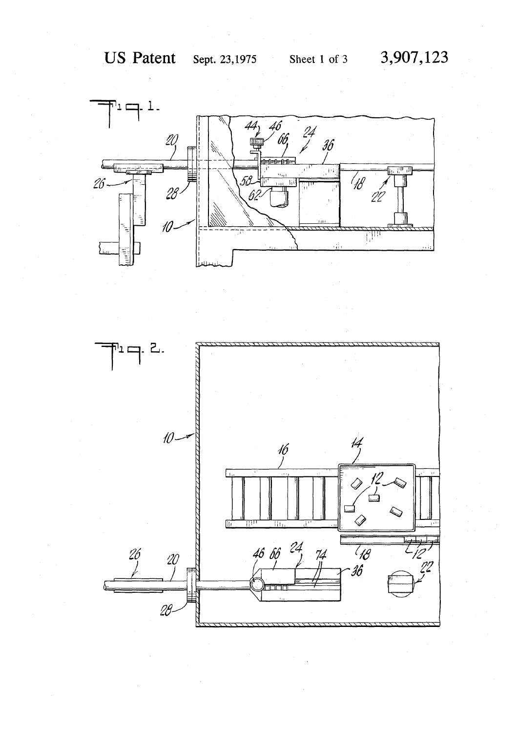Fig. 1.

Fig. 2.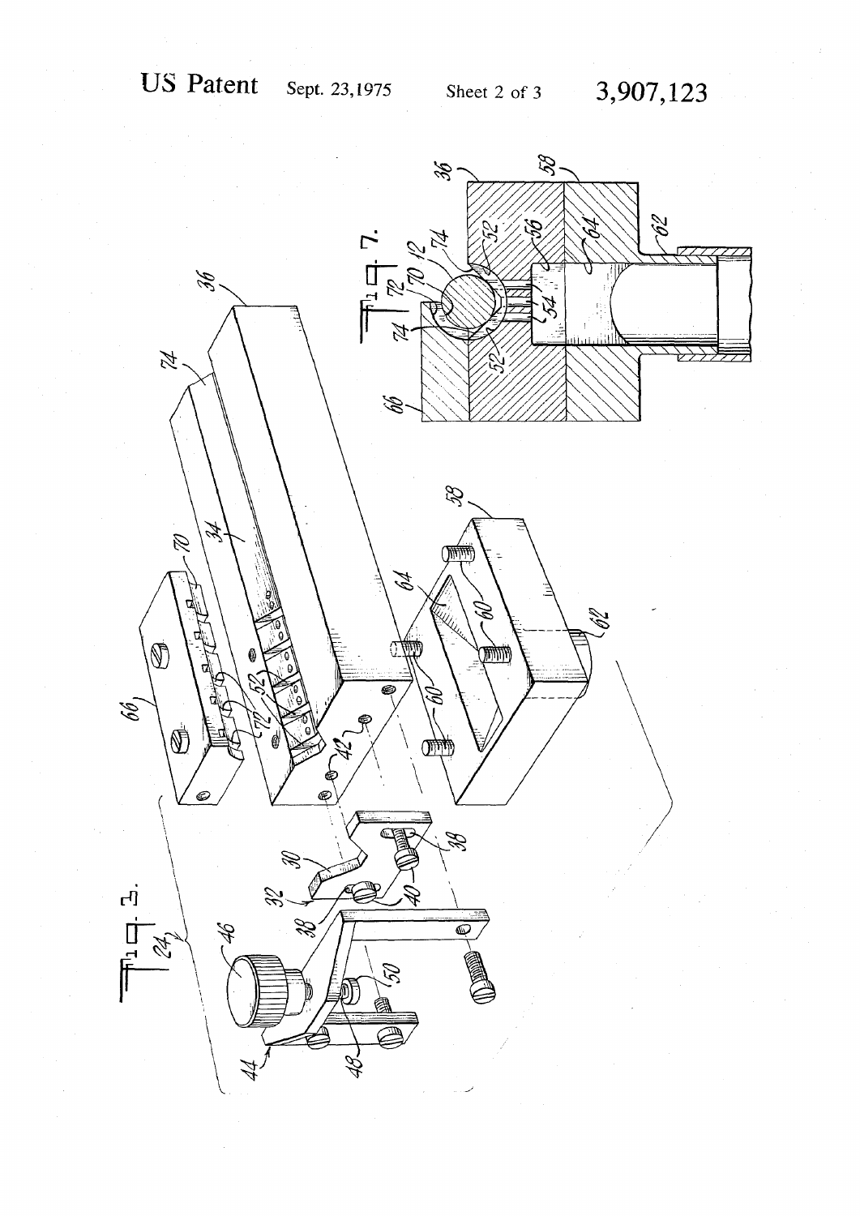FIG. 3.

FIG. 7.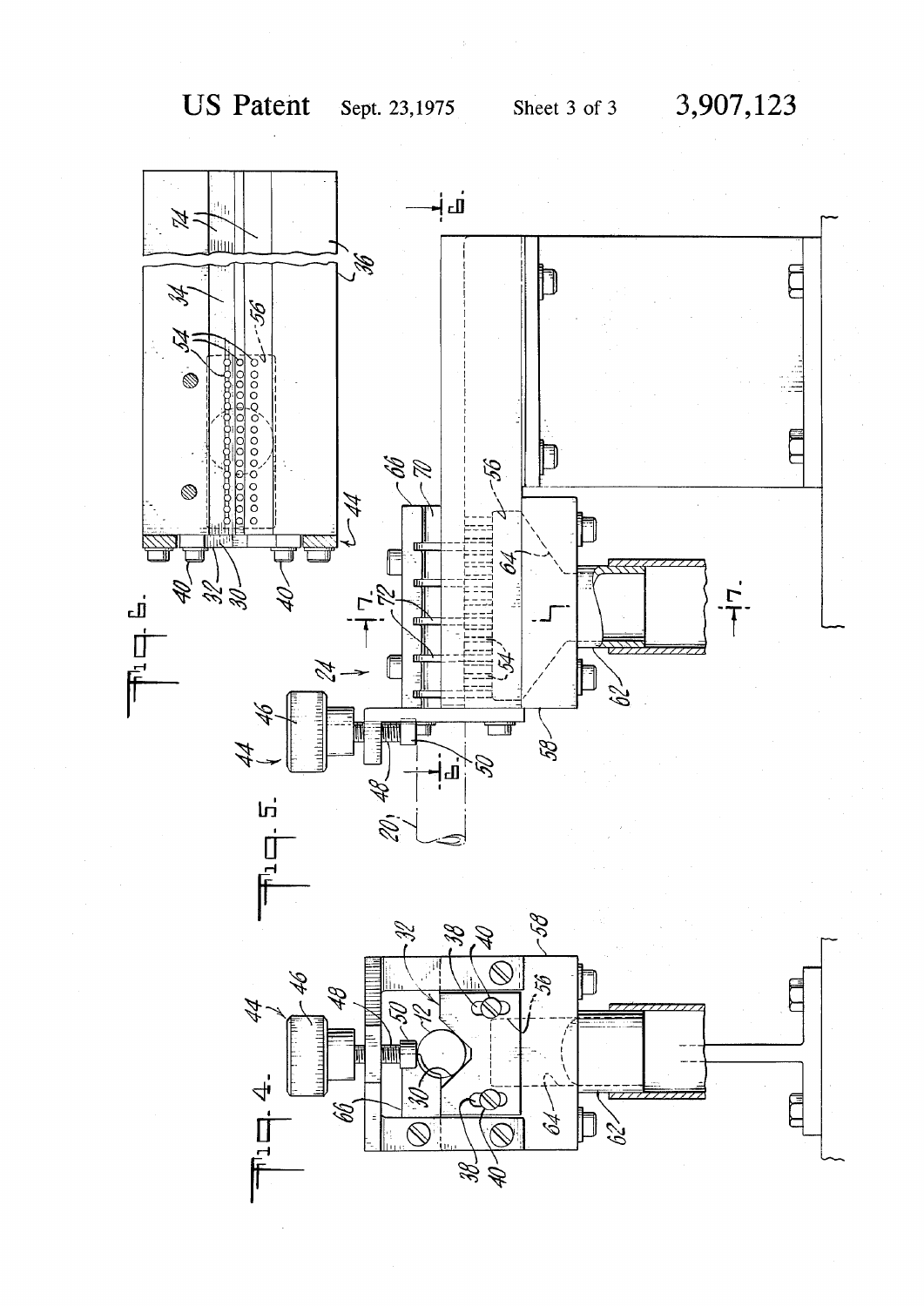FIG. 4.

FIG. 5.

FIG. 6.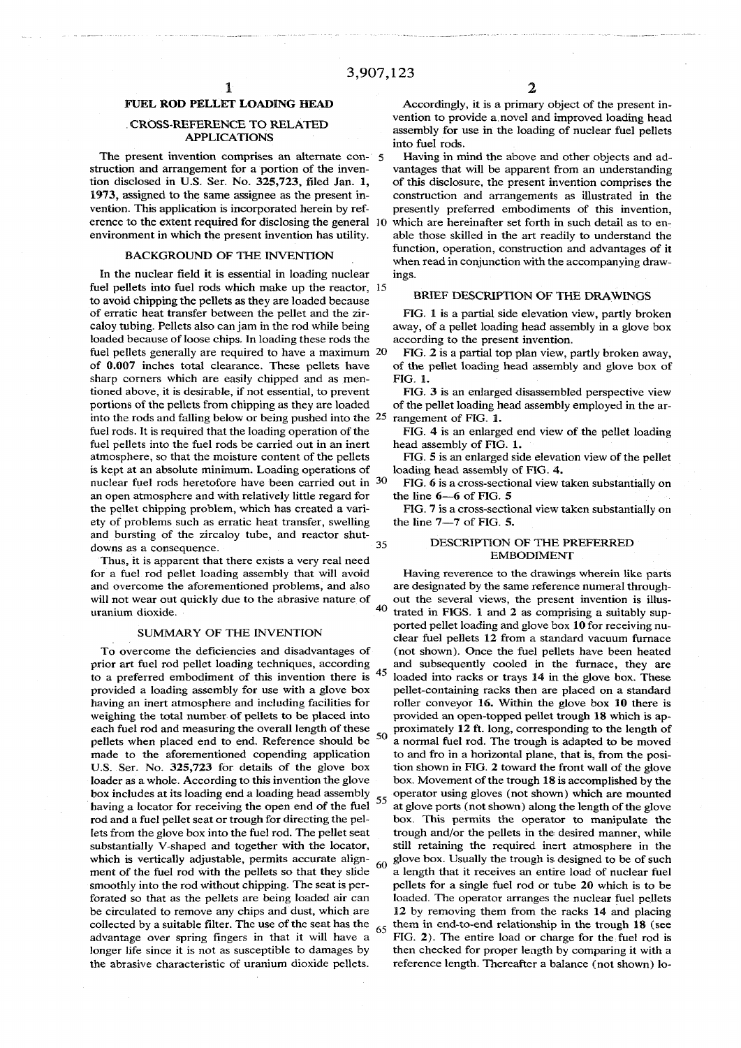# FUEL ROD PELLET LOADING HEAD

## CROSS-REFERENCE TO RELATED APPLICATIONS

The present invention comprises an alternate construction and arrangement for a portion of the invention disclosed in U.S. Ser. No. 325,723, filed Jan. 1, 1973, assigned to the same assignee as the present invention. This application is incorporated herein by reference to the extent required for disclosing the general environment in which the present invention has utility.

## BACKGROUND OF THE INVENTION

In the nuclear field it is essential in loading nuclear fuel pellets into fuel rods which make up the reactor, to avoid chipping the pellets as they are loaded because of erratic heat transfer between the pellet and the zircaloy tubing. Pellets also can jam in the rod while being loaded because of loose chips. In loading these rods the fuel pellets generally are required to have a maximum of 0.007 inches total clearance. These pellets have sharp corners which are easily chipped and as mentioned above, it is desirable, if not essential, to prevent portions of the pellets from chipping as they are loaded into the rods and falling below or being pushed into the fuel rods. It is required that the loading operation of the fuel pellets into the fuel rods be carried out in an inert atmosphere, so that the moisture content of the pellets is kept at an absolute minimum. Loading operations of nuclear fuel rods heretofore have been carried out in an open atmosphere and with relatively little regard for the pellet chipping problem, which has created a variety of problems such as erratic heat transfer, swelling and bursting of the zircaloy tube, and reactor shutdowns as a consequence.

Thus, it is apparent that there exists a very real need for a fuel rod pellet loading assembly that will avoid and overcome the aforementioned problems, and also will not wear out quickly due to the abrasive nature of uranium dioxide.

## SUMMARY OF THE INVENTION

To overcome the deficiencies and disadvantages of prior art fuel rod pellet loading techniques, according to a preferred embodiment of this invention there is provided a loading assembly for use with a glove box having an inert atmosphere and including facilities for weighing the total number of pellets to be placed into each fuel rod and measuring the overall length of these pellets when placed end to end. Reference should be made to the aforementioned copending application U.S. Ser. No. 325,723 for details of the glove box loader as a whole. According to this invention the glove box includes at its loading end a loading head assembly having a locator for receiving the open end of the fuel rod and a fuel pellet seat or trough for directing the pellets from the glove box into the fuel rod. The pellet seat substantially V-shaped and together with the locator, which is vertically adjustable, permits accurate alignment of the fuel rod with the pellets so that they slide smoothly into the rod without chipping. The seat is perforated so that as the pellets are being loaded air can be circulated to remove any chips and dust, which are collected by a suitable filter. The use of the seat has the advantage over spring fingers in that it will have a longer life since it is not as susceptible to damages by the abrasive characteristic of uranium dioxide pellets.

Accordingly, it is a primary object of the present invention to provide a novel and improved loading head assembly for use in the loading of nuclear fuel pellets into fuel rods.

Having in mind the above and other objects and advantages that will be apparent from an understanding of this disclosure, the present invention comprises the construction and arrangements as illustrated in the presently preferred embodiments of this invention, which are hereinafter set forth in such detail as to enable those skilled in the art readily to understand the function, operation, construction and advantages of it when read in conjunction with the accompanying drawings.

## BRIEF DESCRIPTION OF THE DRAWINGS

FIG. 1 is a partial side elevation view, partly broken away, of a pellet loading head assembly in a glove box according to the present invention.

FIG. 2 is a partial top plan view, partly broken away, of the pellet loading head assembly and glove box of FIG. 1.

FIG. 3 is an enlarged disassembled perspective view of the pellet loading head assembly employed in the arrangement of FIG. 1.

FIG. 4 is an enlarged end view of the pellet loading head assembly of FIG. 1.

FIG. 5 is an enlarged side elevation view of the pellet loading head assembly of FIG. 4.

FIG. 6 is a cross-sectional view taken substantially on the line 6—6 of FIG. 5

FIG. 7 is a cross-sectional view taken substantially on the line 7—7 of FIG. 5.

## DESCRIPTION OF THE PREFERRED EMBODIMENT

Having reverence to the drawings wherein like parts are designated by the same reference numeral throughout the several views, the present invention is illustrated in FIGS. 1 and 2 as comprising a suitably supported pellet loading and glove box 10 for receiving nuclear fuel pellets 12 from a standard vacuum furnace (not shown). Once the fuel pellets have been heated and subsequently cooled in the furnace, they are loaded into racks or trays 14 in the glove box. These pellet-containing racks then are placed on a standard roller conveyor 16. Within the glove box 10 there is provided an open-topped pellet trough 18 which is approximately 12 ft. long, corresponding to the length of a normal fuel rod. The trough is adapted to be moved to and fro in a horizontal plane, that is, from the position shown in FIG. 2 toward the front wall of the glove box. Movement of the trough 18 is accomplished by the operator using gloves (not shown) which are mounted at glove ports (not shown) along the length of the glove box. This permits the operator to manipulate the trough and/or the pellets in the desired manner, while still retaining the required inert atmosphere in the glove box. Usually the trough is designed to be of such a length that it receives an entire load of nuclear fuel pellets for a single fuel rod or tube 20 which is to be loaded. The operator arranges the nuclear fuel pellets 12 by removing them from the racks 14 and placing them in end-to-end relationship in the trough 18 (see FIG. 2). The entire load or charge for the fuel rod is then checked for proper length by comparing it with a reference length. Thereafter a balance (not shown) lo-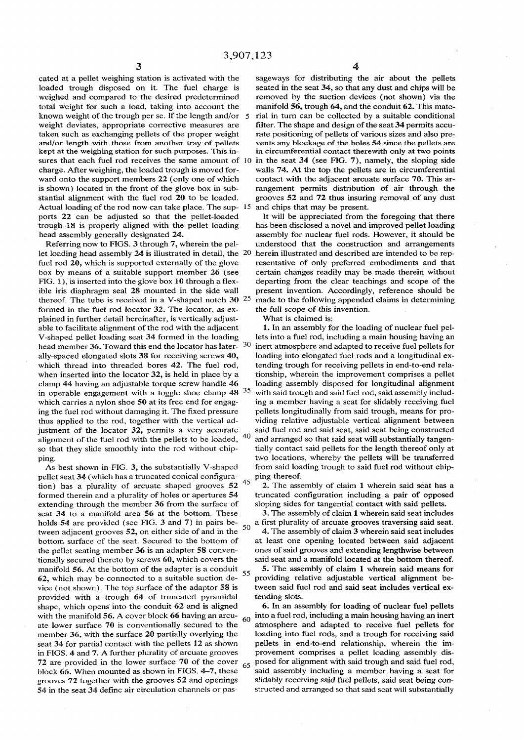cated at a pellet weighing station is activated with the loaded trough disposed on it. The fuel charge is weighed and compared to the desired predetermined total weight for such a load, taking into account the known weight of the trough per se. If the length and/or weight deviates, appropriate corrective measures are taken such as exchanging pellets of the proper weight and/or length with those from another tray of pellets kept at the weighing station for such purposes. This insures that each fuel rod receives the same amount of charge. After weighing, the loaded trough is moved forward onto the support members 22 (only one of which is shown) located in the front of the glove box in substantial alignment with the fuel rod 20 to be loaded. Actual loading of the rod now can take place. The supports 22 can be adjusted so that the pellet-loaded trough 18 is properly aligned with the pellet loading head assembly generally designated 24.

Referring now to FIGS. 3 through 7, wherein the pellet loading head assembly 24 is illustrated in detail, the fuel rod 20, which is supported externally of the glove box by means of a suitable support member 26 (see FIG. 1), is inserted into the glove box 10 through a flexible iris diaphragm seal 28 mounted in the side wall thereof. The tube is received in a V-shaped notch 30 formed in the fuel rod locator 32. The locator, as explained in further detail hereinafter, is vertically adjustable to facilitate alignment of the rod with the adjacent V-shaped pellet loading seat 34 formed in the loading head member 36. Toward this end the locator has laterally-spaced elongated slots 38 for receiving screws 40, which thread into threaded bores 42. The fuel rod, when inserted into the locator 32, is held in place by a clamp 44 having an adjustable torque screw handle 46 in operable engagement with a toggle shoe clamp 48 which carries a nylon shoe 50 at its free end for engaging the fuel rod without damaging it. The fixed pressure thus applied to the rod, together with the vertical adjustment of the locator 32, permits a very accurate alignment of the fuel rod with the pellets to be loaded, so that they slide smoothly into the rod without chipping.

As best shown in FIG. 3, the substantially V-shaped pellet seat 34 (which has a truncated conical configuration) has a plurality of arcuate shaped grooves 52 formed therein and a plurality of holes or apertures 54 extending through the member 36 from the surface of seat 34 to a manifold area 56 at the bottom. These holds 54 are provided (see FIG. 3 and 7) in pairs between adjacent grooves 52, on either side of and in the bottom surface of the seat. Secured to the bottom of the pellet seating member 36 is an adapter 58 conventionally secured thereto by screws 60, which covers the manifold 56. At the bottom of the adapter is a conduit 62, which may be connected to a suitable suction device (not shown). The top surface of the adaptor 58 is provided with a trough 64 of truncated pyramidal shape, which opens into the conduit 62 and is aligned with the manifold 56. A cover block 66 having an arcuate lower surface 70 is conventionally secured to the member 36, with the surface 20 partially overlying the seat 34 for partial contact with the pellets 12 as shown in FIGS. 4 and 7. A further plurality of arcuate grooves 72 are provided in the lower surface 70 of the cover block 66. When mounted as shown in FIGS. 4–7, these grooves 72 together with the grooves 52 and openings 54 in the seat 34 define air circulation channels or passageways for distributing the air about the pellets seated in the seat 34, so that any dust and chips will be removed by the suction devices (not shown) via the manifold 56, trough 64, and the conduit 62. This material in turn can be collected by a suitable conditional filter. The shape and design of the seat 34 permits accurate positioning of pellets of various sizes and also prevents any blockage of the holes 54 since the pellets are in circumferential contact therewith only at two points in the seat 34 (see FIG. 7), namely, the sloping side walls 74. At the top the pellets are in circumferential contact with the adjacent arcuate surface 70. This arrangement permits distribution of air through the grooves 52 and 72 thus insuring removal of any dust and chips that may be present.

It will be appreciated from the foregoing that there has been disclosed a novel and improved pellet loading assembly for nuclear fuel rods. However, it should be understood that the construction and arrangements herein illustrated and described are intended to be representative of only preferred embodiments and that certain changes readily may be made therein without departing from the clear teachings and scope of the present invention. Accordingly, reference should be made to the following appended claims in determining the full scope of this invention.

What is claimed is:

1. In an assembly for the loading of nuclear fuel pellets into a fuel rod, including a main housing having an inert atmosphere and adapted to receive fuel pellets for loading into elongated fuel rods and a longitudinal extending trough for receiving pellets in end-to-end relationship, wherein the improvement comprises a pellet loading assembly disposed for longitudinal alignment with said trough and said fuel rod, said assembly including a member having a seat for slidably receiving fuel pellets longitudinally from said trough, means for providing relative adjustable vertical alignment between said fuel rod and said seat, said seat being constructed and arranged so that said seat will substantially tangentially contact said pellets for the length thereof only at two locations, whereby the pellets will be transferred from said loading trough to said fuel rod without chipping thereof.

2. The assembly of claim 1 wherein said seat has a truncated configuration including a pair of opposed sloping sides for tangential contact with said pellets.

3. The assembly of claim 1 wherein said seat includes a first plurality of arcuate grooves traversing said seat.

4. The assembly of claim 3 wherein said seat includes at least one opening located between said adjacent ones of said grooves and extending lengthwise between said seat and a manifold located at the bottom thereof.

5. The assembly of claim 1 wherein said means for providing relative adjustable vertical alignment between said fuel rod and said seat includes vertical extending slots.

6. In an assembly for loading of nuclear fuel pellets into a fuel rod, including a main housing having an inert atmosphere and adapted to receive fuel pellets for loading into fuel rods, and a trough for receiving said pellets in end-to-end relationship, wherein the improvement comprises a pellet loading assembly disposed for alignment with said trough and said fuel rod, said assembly including a member having a seat for slidably receiving said fuel pellets, said seat being constructed and arranged so that said seat will substantially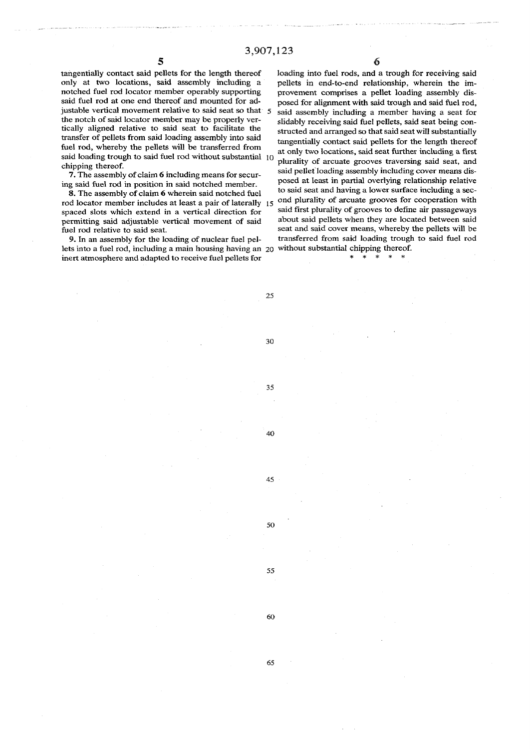tangentially contact said pellets for the length thereof only at two locations, said assembly including a notched fuel rod locator member operably supporting said fuel rod at one end thereof and mounted for adjustable vertical movement relative to said seat so that the notch of said locator member may be properly vertically aligned relative to said seat to facilitate the transfer of pellets from said loading assembly into said fuel rod, whereby the pellets will be transferred from said loading trough to said fuel rod without substantial chipping thereof.

**7.** The assembly of claim **6** including means for securing said fuel rod in position in said notched member.

**8.** The assembly of claim **6** wherein said notched fuel rod locator member includes at least a pair of laterally spaced slots which extend in a vertical direction for permitting said adjustable vertical movement of said fuel rod relative to said seat.

**9.** In an assembly for the loading of nuclear fuel pellets into a fuel rod, including a main housing having an inert atmosphere and adapted to receive fuel pellets for loading into fuel rods, and a trough for receiving said pellets in end-to-end relationship, wherein the improvement comprises a pellet loading assembly disposed for alignment with said trough and said fuel rod, said assembly including a member having a seat for slidably receiving said fuel pellets, said seat being constructed and arranged so that said seat will substantially tangentially contact said pellets for the length thereof at only two locations, said seat further including a first plurality of arcuate grooves traversing said seat, and said pellet loading assembly including cover means disposed at least in partial overlying relationship relative to said seat and having a lower surface including a second plurality of arcuate grooves for cooperation with said first plurality of grooves to define air passageways about said pellets when they are located between said seat and said cover means, whereby the pellets will be transferred from said loading trough to said fuel rod without substantial chipping thereof.

\* \* \* \* \*